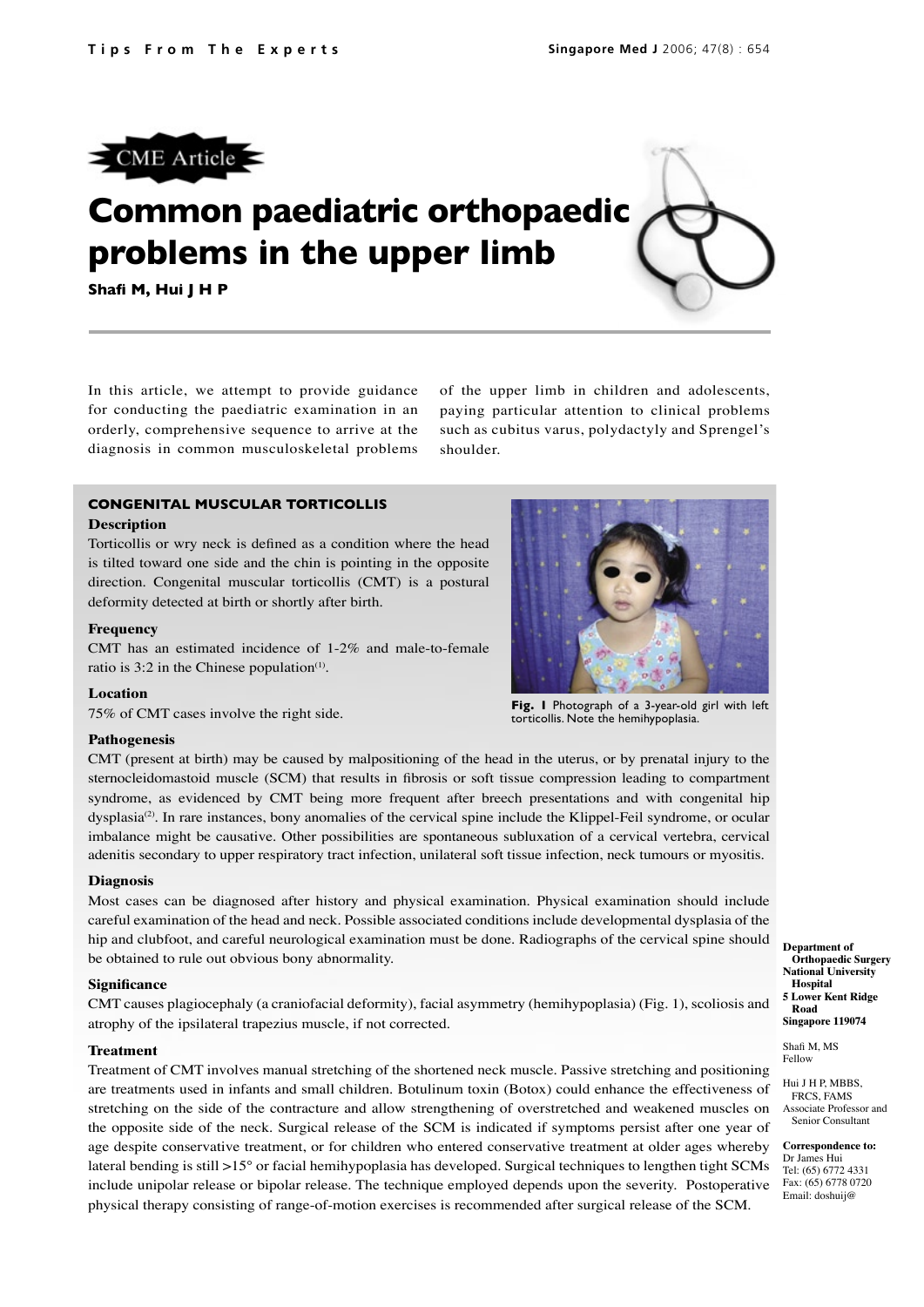CME Article

# Common paediatric orthopaedic problems in the upper limb

**Shafi M, Hui J H P**

In this article, we attempt to provide guidance for conducting the paediatric examination in an orderly, comprehensive sequence to arrive at the diagnosis in common musculoskeletal problems of the upper limb in children and adolescents, paying particular attention to clinical problems such as cubitus varus, polydactyly and Sprengel's shoulder.

## CONGENITAL MUSCULAR TORTICOLLIS

### Description

Torticollis or wry neck is defined as a condition where the head is tilted toward one side and the chin is pointing in the opposite direction. Congenital muscular torticollis (CMT) is a postural deformity detected at birth or shortly after birth.

### Frequency

CMT has an estimated incidence of 1-2% and male-to-female ratio is 3:2 in the Chinese population[1].

### Location

75% of CMT cases involve the right side.

**Fig. 1** Photograph of a 3-year-old girl with left torticollis. Note the hemihypoplasia.

### Pathogenesis

CMT (present at birth) may be caused by malpositioning of the head in the uterus, or by prenatal injury to the sternocleidomastoid muscle (SCM) that results in fibrosis or soft tissue compression leading to compartment syndrome, as evidenced by CMT being more frequent after breech presentations and with congenital hip dysplasia[2]. In rare instances, bony anomalies of the cervical spine include the Klippel-Feil syndrome, or ocular imbalance might be causative. Other possibilities are spontaneous subluxation of a cervical vertebra, cervical adenitis secondary to upper respiratory tract infection, unilateral soft tissue infection, neck tumours or myositis.

### Diagnosis

Most cases can be diagnosed after history and physical examination. Physical examination should include careful examination of the head and neck. Possible associated conditions include developmental dysplasia of the hip and clubfoot, and careful neurological examination must be done. Radiographs of the cervical spine should be obtained to rule out obvious bony abnormality.

### Significance

CMT causes plagiocephaly (a craniofacial deformity), facial asymmetry (hemihypoplasia) (Fig. 1), scoliosis and atrophy of the ipsilateral trapezius muscle, if not corrected.

### Treatment

Treatment of CMT involves manual stretching of the shortened neck muscle. Passive stretching and positioning are treatments used in infants and small children. Botulinum toxin (Botox) could enhance the effectiveness of stretching on the side of the contracture and allow strengthening of overstretched and weakened muscles on the opposite side of the neck. Surgical release of the SCM is indicated if symptoms persist after one year of age despite conservative treatment, or for children who entered conservative treatment at older ages whereby lateral bending is still >15° or facial hemihypoplasia has developed. Surgical techniques to lengthen tight SCMs include unipolar release or bipolar release. The technique employed depends upon the severity. Postoperative physical therapy consisting of range-of-motion exercises is recommended after surgical release of the SCM.

**Department of Orthopaedic Surgery**
**National University Hospital**
**5 Lower Kent Ridge Road**
**Singapore 119074**

Shafi M, MS
Fellow

Hui J H P, MBBS, FRCS, FAMS
Associate Professor and Senior Consultant

**Correspondence to:**
Dr James Hui
Tel: (65) 6772 4331
Fax: (65) 6778 0720
Email: doshuij@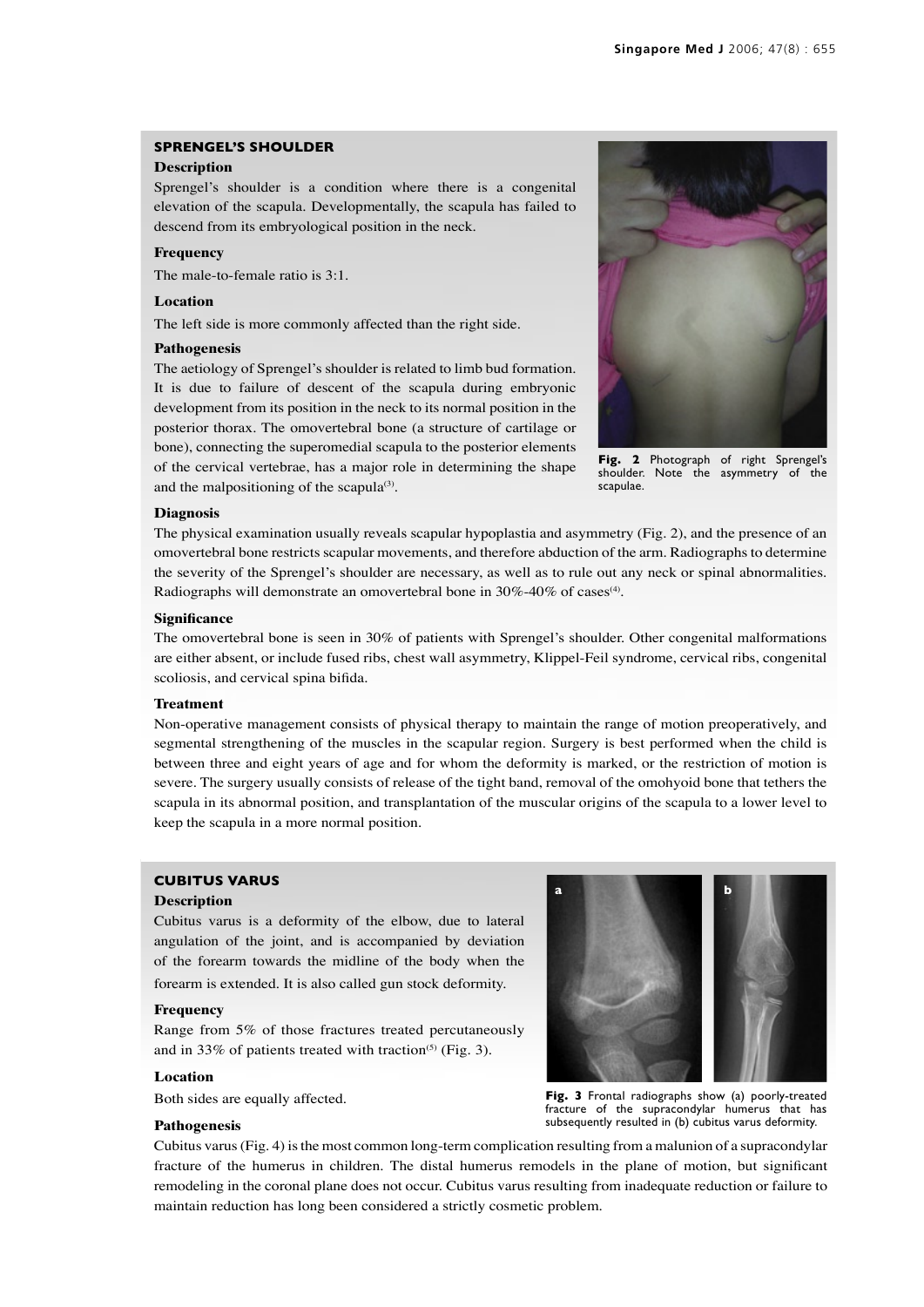## SPRENGEL'S SHOULDER

### Description

Sprengel's shoulder is a condition where there is a congenital elevation of the scapula. Developmentally, the scapula has failed to descend from its embryological position in the neck.

### Frequency

The male-to-female ratio is 3:1.

### Location

The left side is more commonly affected than the right side.

### Pathogenesis

The aetiology of Sprengel's shoulder is related to limb bud formation. It is due to failure of descent of the scapula during embryonic development from its position in the neck to its normal position in the posterior thorax. The omovertebral bone (a structure of cartilage or bone), connecting the superomedial scapula to the posterior elements of the cervical vertebrae, has a major role in determining the shape and the malpositioning of the scapula[3].

**Fig. 2** Photograph of right Sprengel's shoulder. Note the asymmetry of the scapulae.

### Diagnosis

The physical examination usually reveals scapular hypoplastia and asymmetry (Fig. 2), and the presence of an omovertebral bone restricts scapular movements, and therefore abduction of the arm. Radiographs to determine the severity of the Sprengel's shoulder are necessary, as well as to rule out any neck or spinal abnormalities. Radiographs will demonstrate an omovertebral bone in 30%-40% of cases[4].

### Significance

The omovertebral bone is seen in 30% of patients with Sprengel's shoulder. Other congenital malformations are either absent, or include fused ribs, chest wall asymmetry, Klippel-Feil syndrome, cervical ribs, congenital scoliosis, and cervical spina bifida.

### Treatment

Non-operative management consists of physical therapy to maintain the range of motion preoperatively, and segmental strengthening of the muscles in the scapular region. Surgery is best performed when the child is between three and eight years of age and for whom the deformity is marked, or the restriction of motion is severe. The surgery usually consists of release of the tight band, removal of the omohyoid bone that tethers the scapula in its abnormal position, and transplantation of the muscular origins of the scapula to a lower level to keep the scapula in a more normal position.

## CUBITUS VARUS

### Description

Cubitus varus is a deformity of the elbow, due to lateral angulation of the joint, and is accompanied by deviation of the forearm towards the midline of the body when the forearm is extended. It is also called gun stock deformity.

### Frequency

Range from 5% of those fractures treated percutaneously and in 33% of patients treated with traction[5] (Fig. 3).

### Location

Both sides are equally affected.

**Fig. 3** Frontal radiographs show (a) poorly-treated fracture of the supracondylar humerus that has subsequently resulted in (b) cubitus varus deformity.

### Pathogenesis

Cubitus varus (Fig. 4) is the most common long-term complication resulting from a malunion of a supracondylar fracture of the humerus in children. The distal humerus remodels in the plane of motion, but significant remodeling in the coronal plane does not occur. Cubitus varus resulting from inadequate reduction or failure to maintain reduction has long been considered a strictly cosmetic problem.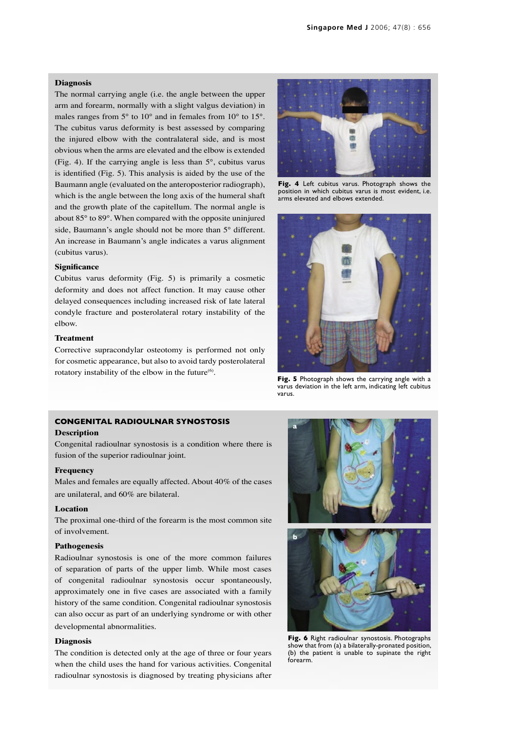### Diagnosis

The normal carrying angle (i.e. the angle between the upper arm and forearm, normally with a slight valgus deviation) in males ranges from 5° to 10° and in females from 10° to 15°. The cubitus varus deformity is best assessed by comparing the injured elbow with the contralateral side, and is most obvious when the arms are elevated and the elbow is extended (Fig. 4). If the carrying angle is less than 5°, cubitus varus is identified (Fig. 5). This analysis is aided by the use of the Baumann angle (evaluated on the anteroposterior radiograph), which is the angle between the long axis of the humeral shaft and the growth plate of the capitellum. The normal angle is about 85° to 89°. When compared with the opposite uninjured side, Baumann's angle should not be more than 5° different. An increase in Baumann's angle indicates a varus alignment (cubitus varus).

### Significance

Cubitus varus deformity (Fig. 5) is primarily a cosmetic deformity and does not affect function. It may cause other delayed consequences including increased risk of late lateral condyle fracture and posterolateral rotary instability of the elbow.

### Treatment

Corrective supracondylar osteotomy is performed not only for cosmetic appearance, but also to avoid tardy posterolateral rotatory instability of the elbow in the future[6].

**Fig. 4** Left cubitus varus. Photograph shows the position in which cubitus varus is most evident, i.e. arms elevated and elbows extended.

**Fig. 5** Photograph shows the carrying angle with a varus deviation in the left arm, indicating left cubitus varus.

## CONGENITAL RADIOULNAR SYNOSTOSIS

### Description

Congenital radioulnar synostosis is a condition where there is fusion of the superior radioulnar joint.

### Frequency

Males and females are equally affected. About 40% of the cases are unilateral, and 60% are bilateral.

### Location

The proximal one-third of the forearm is the most common site of involvement.

### Pathogenesis

Radioulnar synostosis is one of the more common failures of separation of parts of the upper limb. While most cases of congenital radioulnar synostosis occur spontaneously, approximately one in five cases are associated with a family history of the same condition. Congenital radioulnar synostosis can also occur as part of an underlying syndrome or with other developmental abnormalities.

### Diagnosis

The condition is detected only at the age of three or four years when the child uses the hand for various activities. Congenital radioulnar synostosis is diagnosed by treating physicians after

**Fig. 6** Right radioulnar synostosis. Photographs show that from (a) a bilaterally-pronated position, (b) the patient is unable to supinate the right forearm.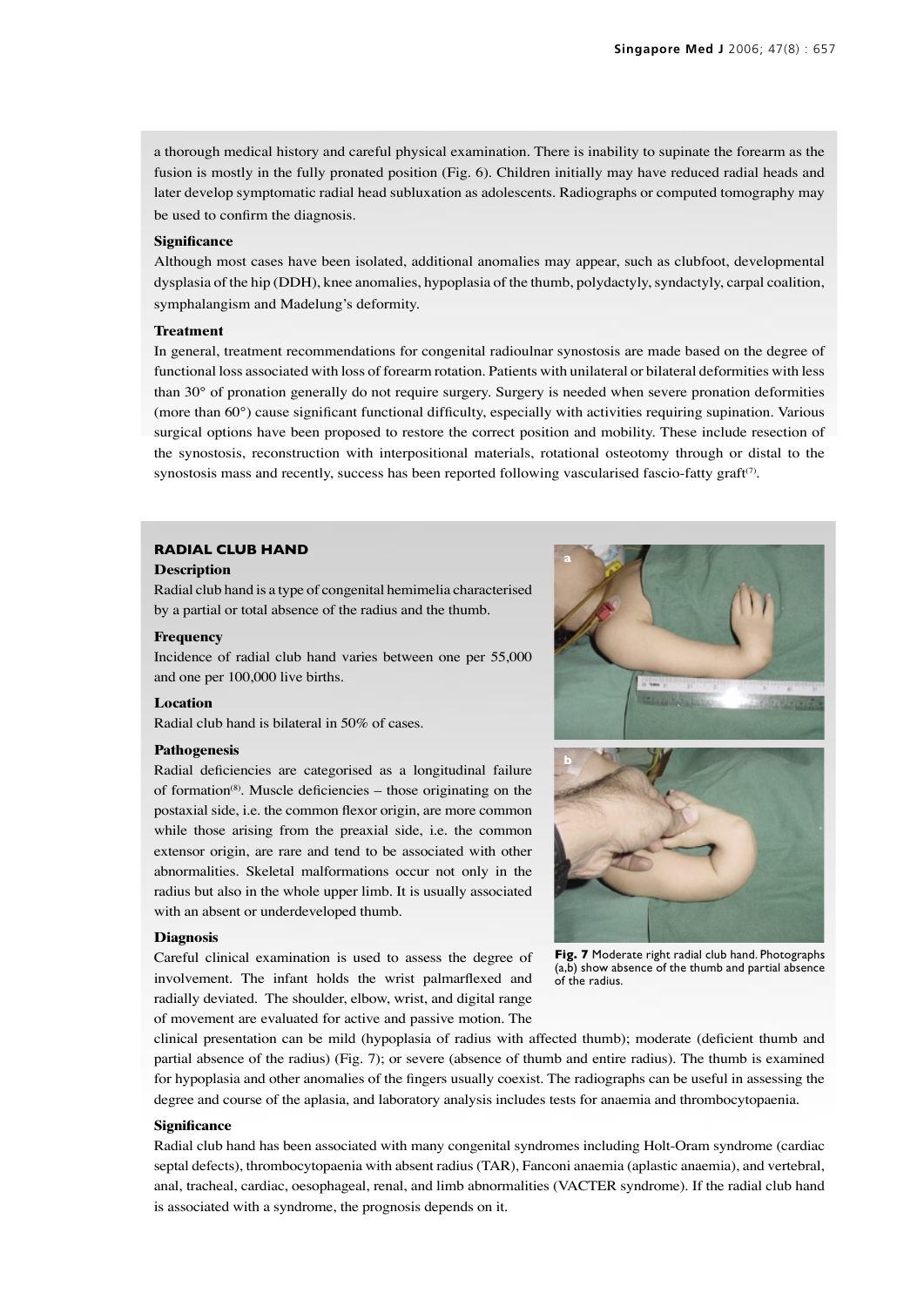a thorough medical history and careful physical examination. There is inability to supinate the forearm as the fusion is mostly in the fully pronated position (Fig. 6). Children initially may have reduced radial heads and later develop symptomatic radial head subluxation as adolescents. Radiographs or computed tomography may be used to confirm the diagnosis.

### Significance

Although most cases have been isolated, additional anomalies may appear, such as clubfoot, developmental dysplasia of the hip (DDH), knee anomalies, hypoplasia of the thumb, polydactyly, syndactyly, carpal coalition, symphalangism and Madelung's deformity.

### Treatment

In general, treatment recommendations for congenital radioulnar synostosis are made based on the degree of functional loss associated with loss of forearm rotation. Patients with unilateral or bilateral deformities with less than 30° of pronation generally do not require surgery. Surgery is needed when severe pronation deformities (more than 60°) cause significant functional difficulty, especially with activities requiring supination. Various surgical options have been proposed to restore the correct position and mobility. These include resection of the synostosis, reconstruction with interpositional materials, rotational osteotomy through or distal to the synostosis mass and recently, success has been reported following vascularised fascio-fatty graft[7].

## RADIAL CLUB HAND

### Description

Radial club hand is a type of congenital hemimelia characterised by a partial or total absence of the radius and the thumb.

### Frequency

Incidence of radial club hand varies between one per 55,000 and one per 100,000 live births.

### Location

Radial club hand is bilateral in 50% of cases.

### Pathogenesis

Radial deficiencies are categorised as a longitudinal failure of formation[8]. Muscle deficiencies – those originating on the postaxial side, i.e. the common flexor origin, are more common while those arising from the preaxial side, i.e. the common extensor origin, are rare and tend to be associated with other abnormalities. Skeletal malformations occur not only in the radius but also in the whole upper limb. It is usually associated with an absent or underdeveloped thumb.

### Diagnosis

Careful clinical examination is used to assess the degree of involvement. The infant holds the wrist palmarflexed and radially deviated. The shoulder, elbow, wrist, and digital range of movement are evaluated for active and passive motion. The clinical presentation can be mild (hypoplasia of radius with affected thumb); moderate (deficient thumb and partial absence of the radius) (Fig. 7); or severe (absence of thumb and entire radius). The thumb is examined for hypoplasia and other anomalies of the fingers usually coexist. The radiographs can be useful in assessing the degree and course of the aplasia, and laboratory analysis includes tests for anaemia and thrombocytopaenia.

**Fig. 7** Moderate right radial club hand. Photographs (a,b) show absence of the thumb and partial absence of the radius.

### Significance

Radial club hand has been associated with many congenital syndromes including Holt-Oram syndrome (cardiac septal defects), thrombocytopaenia with absent radius (TAR), Fanconi anaemia (aplastic anaemia), and vertebral, anal, tracheal, cardiac, oesophageal, renal, and limb abnormalities (VACTER syndrome). If the radial club hand is associated with a syndrome, the prognosis depends on it.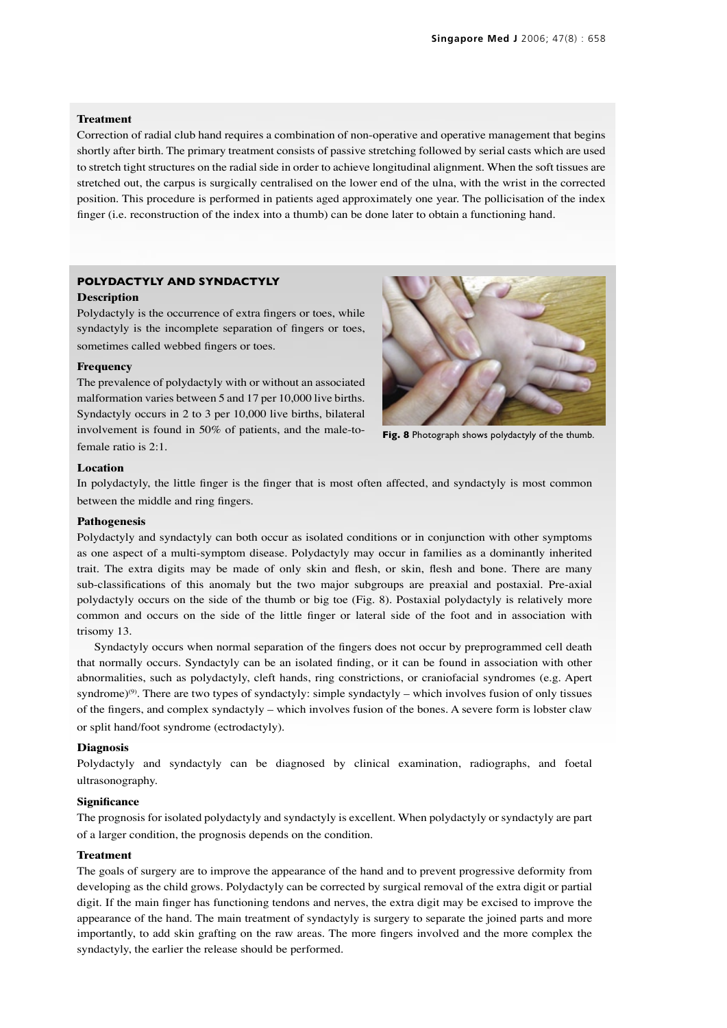### Treatment

Correction of radial club hand requires a combination of non-operative and operative management that begins shortly after birth. The primary treatment consists of passive stretching followed by serial casts which are used to stretch tight structures on the radial side in order to achieve longitudinal alignment. When the soft tissues are stretched out, the carpus is surgically centralised on the lower end of the ulna, with the wrist in the corrected position. This procedure is performed in patients aged approximately one year. The pollicisation of the index finger (i.e. reconstruction of the index into a thumb) can be done later to obtain a functioning hand.

## POLYDACTYLY AND SYNDACTYLY

### Description

Polydactyly is the occurrence of extra fingers or toes, while syndactyly is the incomplete separation of fingers or toes, sometimes called webbed fingers or toes.

### Frequency

The prevalence of polydactyly with or without an associated malformation varies between 5 and 17 per 10,000 live births. Syndactyly occurs in 2 to 3 per 10,000 live births, bilateral involvement is found in 50% of patients, and the male-to-female ratio is 2:1.

**Fig. 8** Photograph shows polydactyly of the thumb.

### Location

In polydactyly, the little finger is the finger that is most often affected, and syndactyly is most common between the middle and ring fingers.

### Pathogenesis

Polydactyly and syndactyly can both occur as isolated conditions or in conjunction with other symptoms as one aspect of a multi-symptom disease. Polydactyly may occur in families as a dominantly inherited trait. The extra digits may be made of only skin and flesh, or skin, flesh and bone. There are many sub-classifications of this anomaly but the two major subgroups are preaxial and postaxial. Pre-axial polydactyly occurs on the side of the thumb or big toe (Fig. 8). Postaxial polydactyly is relatively more common and occurs on the side of the little finger or lateral side of the foot and in association with trisomy 13.

Syndactyly occurs when normal separation of the fingers does not occur by preprogrammed cell death that normally occurs. Syndactyly can be an isolated finding, or it can be found in association with other abnormalities, such as polydactyly, cleft hands, ring constrictions, or craniofacial syndromes (e.g. Apert syndrome)[9]. There are two types of syndactyly: simple syndactyly – which involves fusion of only tissues of the fingers, and complex syndactyly – which involves fusion of the bones. A severe form is lobster claw or split hand/foot syndrome (ectrodactyly).

### Diagnosis

Polydactyly and syndactyly can be diagnosed by clinical examination, radiographs, and foetal ultrasonography.

### Significance

The prognosis for isolated polydactyly and syndactyly is excellent. When polydactyly or syndactyly are part of a larger condition, the prognosis depends on the condition.

### Treatment

The goals of surgery are to improve the appearance of the hand and to prevent progressive deformity from developing as the child grows. Polydactyly can be corrected by surgical removal of the extra digit or partial digit. If the main finger has functioning tendons and nerves, the extra digit may be excised to improve the appearance of the hand. The main treatment of syndactyly is surgery to separate the joined parts and more importantly, to add skin grafting on the raw areas. The more fingers involved and the more complex the syndactyly, the earlier the release should be performed.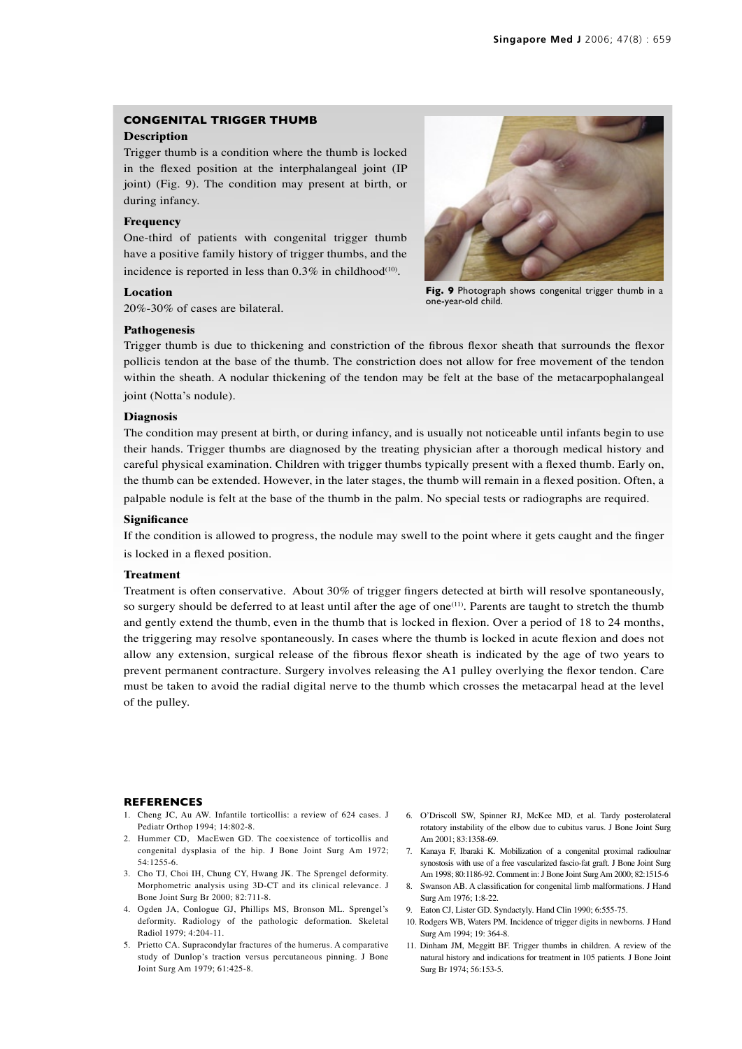## CONGENITAL TRIGGER THUMB

### Description

Trigger thumb is a condition where the thumb is locked in the flexed position at the interphalangeal joint (IP joint) (Fig. 9). The condition may present at birth, or during infancy.

### Frequency

One-third of patients with congenital trigger thumb have a positive family history of trigger thumbs, and the incidence is reported in less than 0.3% in childhood[10].

### Location

20%-30% of cases are bilateral.

**Fig. 9** Photograph shows congenital trigger thumb in a one-year-old child.

### Pathogenesis

Trigger thumb is due to thickening and constriction of the fibrous flexor sheath that surrounds the flexor pollicis tendon at the base of the thumb. The constriction does not allow for free movement of the tendon within the sheath. A nodular thickening of the tendon may be felt at the base of the metacarpophalangeal joint (Notta's nodule).

### Diagnosis

The condition may present at birth, or during infancy, and is usually not noticeable until infants begin to use their hands. Trigger thumbs are diagnosed by the treating physician after a thorough medical history and careful physical examination. Children with trigger thumbs typically present with a flexed thumb. Early on, the thumb can be extended. However, in the later stages, the thumb will remain in a flexed position. Often, a palpable nodule is felt at the base of the thumb in the palm. No special tests or radiographs are required.

### Significance

If the condition is allowed to progress, the nodule may swell to the point where it gets caught and the finger is locked in a flexed position.

### Treatment

Treatment is often conservative. About 30% of trigger fingers detected at birth will resolve spontaneously, so surgery should be deferred to at least until after the age of one[11]. Parents are taught to stretch the thumb and gently extend the thumb, even in the thumb that is locked in flexion. Over a period of 18 to 24 months, the triggering may resolve spontaneously. In cases where the thumb is locked in acute flexion and does not allow any extension, surgical release of the fibrous flexor sheath is indicated by the age of two years to prevent permanent contracture. Surgery involves releasing the A1 pulley overlying the flexor tendon. Care must be taken to avoid the radial digital nerve to the thumb which crosses the metacarpal head at the level of the pulley.

## REFERENCES

1. Cheng JC, Au AW. Infantile torticollis: a review of 624 cases. J Pediatr Orthop 1994; 14:802-8.
2. Hummer CD, MacEwen GD. The coexistence of torticollis and congenital dysplasia of the hip. J Bone Joint Surg Am 1972; 54:1255-6.
3. Cho TJ, Choi IH, Chung CY, Hwang JK. The Sprengel deformity. Morphometric analysis using 3D-CT and its clinical relevance. J Bone Joint Surg Br 2000; 82:711-8.
4. Ogden JA, Conlogue GJ, Phillips MS, Bronson ML. Sprengel's deformity. Radiology of the pathologic deformation. Skeletal Radiol 1979; 4:204-11.
5. Prietto CA. Supracondylar fractures of the humerus. A comparative study of Dunlop's traction versus percutaneous pinning. J Bone Joint Surg Am 1979; 61:425-8.
6. O'Driscoll SW, Spinner RJ, McKee MD, et al. Tardy posterolateral rotatory instability of the elbow due to cubitus varus. J Bone Joint Surg Am 2001; 83:1358-69.
7. Kanaya F, Ibaraki K. Mobilization of a congenital proximal radioulnar synostosis with use of a free vascularized fascio-fat graft. J Bone Joint Surg Am 1998; 80:1186-92. Comment in: J Bone Joint Surg Am 2000; 82:1515-6
8. Swanson AB. A classification for congenital limb malformations. J Hand Surg Am 1976; 1:8-22.
9. Eaton CJ, Lister GD. Syndactyly. Hand Clin 1990; 6:555-75.
10. Rodgers WB, Waters PM. Incidence of trigger digits in newborns. J Hand Surg Am 1994; 19: 364-8.
11. Dinham JM, Meggitt BF. Trigger thumbs in children. A review of the natural history and indications for treatment in 105 patients. J Bone Joint Surg Br 1974; 56:153-5.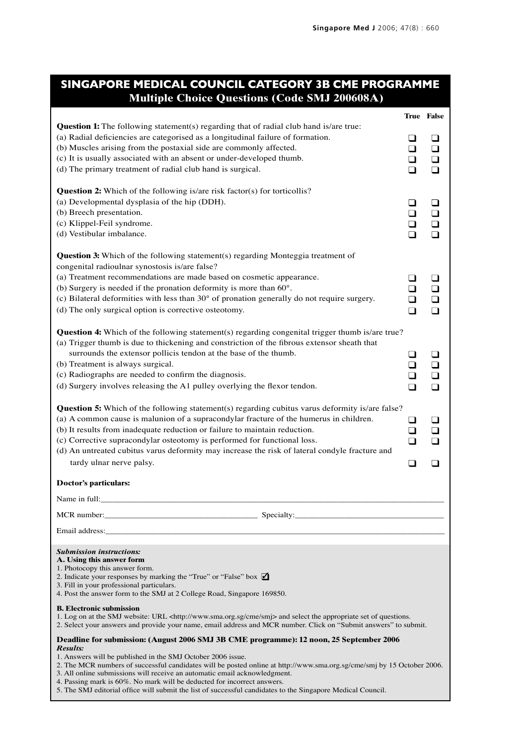# SINGAPORE MEDICAL COUNCIL CATEGORY 3B CME PROGRAMME

## Multiple Choice Questions (Code SMJ 200608A)

| | True | False |
|---|---|---|
| **Question 1:** The following statement(s) regarding that of radial club hand is/are true: | | |
| (a) Radial deficiencies are categorised as a longitudinal failure of formation. | ❑ | ❑ |
| (b) Muscles arising from the postaxial side are commonly affected. | ❑ | ❑ |
| (c) It is usually associated with an absent or under-developed thumb. | ❑ | ❑ |
| (d) The primary treatment of radial club hand is surgical. | ❑ | ❑ |
| **Question 2:** Which of the following is/are risk factor(s) for torticollis? | | |
| (a) Developmental dysplasia of the hip (DDH). | ❑ | ❑ |
| (b) Breech presentation. | ❑ | ❑ |
| (c) Klippel-Feil syndrome. | ❑ | ❑ |
| (d) Vestibular imbalance. | ❑ | ❑ |
| **Question 3:** Which of the following statement(s) regarding Monteggia treatment of congenital radioulnar synostosis is/are false? | | |
| (a) Treatment recommendations are made based on cosmetic appearance. | ❑ | ❑ |
| (b) Surgery is needed if the pronation deformity is more than 60°. | ❑ | ❑ |
| (c) Bilateral deformities with less than 30° of pronation generally do not require surgery. | ❑ | ❑ |
| (d) The only surgical option is corrective osteotomy. | ❑ | ❑ |
| **Question 4:** Which of the following statement(s) regarding congenital trigger thumb is/are true? | | |
| (a) Trigger thumb is due to thickening and constriction of the fibrous extensor sheath that surrounds the extensor pollicis tendon at the base of the thumb. | ❑ | ❑ |
| (b) Treatment is always surgical. | ❑ | ❑ |
| (c) Radiographs are needed to confirm the diagnosis. | ❑ | ❑ |
| (d) Surgery involves releasing the A1 pulley overlying the flexor tendon. | ❑ | ❑ |
| **Question 5:** Which of the following statement(s) regarding cubitus varus deformity is/are false? | | |
| (a) A common cause is malunion of a supracondylar fracture of the humerus in children. | ❑ | ❑ |
| (b) It results from inadequate reduction or failure to maintain reduction. | ❑ | ❑ |
| (c) Corrective supracondylar osteotomy is performed for functional loss. | ❑ | ❑ |
| (d) An untreated cubitus varus deformity may increase the risk of lateral condyle fracture and tardy ulnar nerve palsy. | ❑ | ❑ |

**Doctor's particulars:**

Name in full:\_\_\_\_\_\_\_\_\_\_\_\_\_\_\_\_\_\_\_\_\_\_\_\_\_\_\_\_\_\_\_\_\_\_\_\_\_\_\_\_\_\_\_\_\_\_

MCR number:\_\_\_\_\_\_\_\_\_\_\_\_\_\_\_\_\_\_\_\_\_\_\_\_ Specialty:\_\_\_\_\_\_\_\_\_\_\_\_\_\_\_\_\_\_\_\_\_\_\_\_

Email address:\_\_\_\_\_\_\_\_\_\_\_\_\_\_\_\_\_\_\_\_\_\_\_\_\_\_\_\_\_\_\_\_\_\_\_\_\_\_\_\_\_\_\_\_\_\_

***Submission instructions:***

**A. Using this answer form**

1. Photocopy this answer form.
2. Indicate your responses by marking the "True" or "False" box ☑
3. Fill in your professional particulars.
4. Post the answer form to the SMJ at 2 College Road, Singapore 169850.

**B. Electronic submission**

1. Log on at the SMJ website: URL <http://www.sma.org.sg/cme/smj> and select the appropriate set of questions.
2. Select your answers and provide your name, email address and MCR number. Click on "Submit answers" to submit.

**Deadline for submission: (August 2006 SMJ 3B CME programme): 12 noon, 25 September 2006**

***Results:***

1. Answers will be published in the SMJ October 2006 issue.
2. The MCR numbers of successful candidates will be posted online at http://www.sma.org.sg/cme/smj by 15 October 2006.
3. All online submissions will receive an automatic email acknowledgment.
4. Passing mark is 60%. No mark will be deducted for incorrect answers.
5. The SMJ editorial office will submit the list of successful candidates to the Singapore Medical Council.